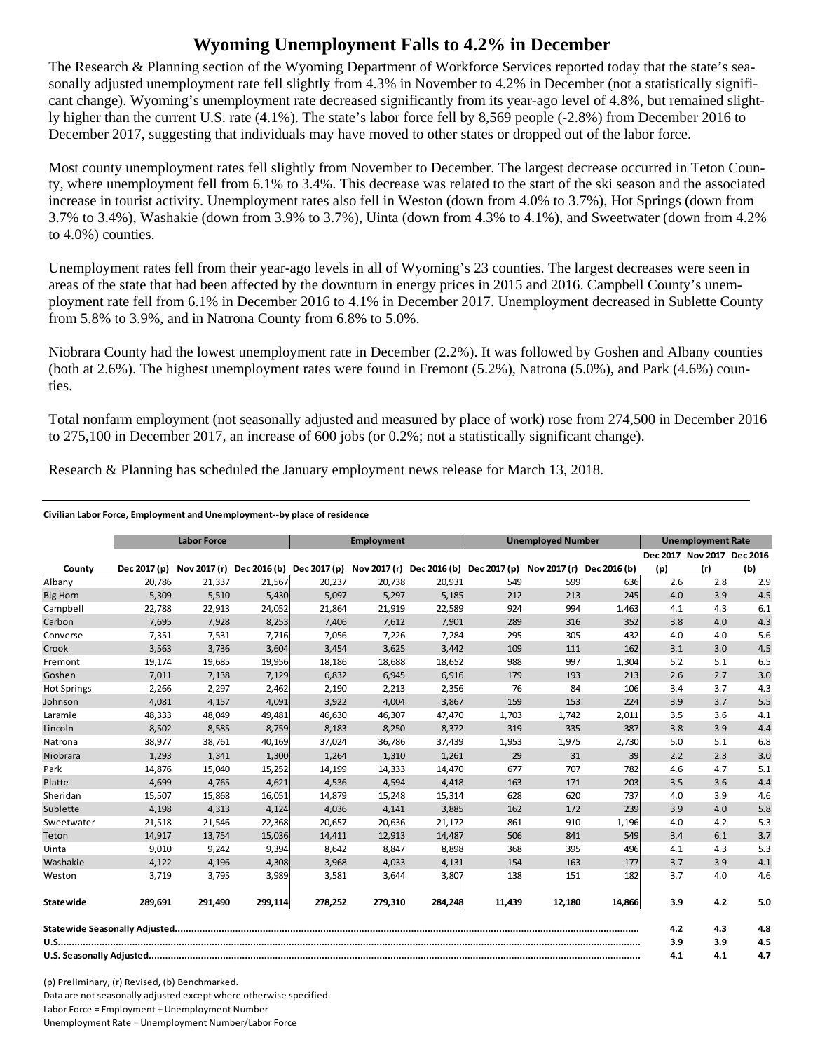# Wyoming Unemployment Falls to 4.2% in December

The Research & Planning section of the Wyoming Department of Workforce Services reported today that the state's seasonally adjusted unemployment rate fell slightly from 4.3% in November to 4.2% in December (not a statistically significant change). Wyoming's unemployment rate decreased significantly from its year-ago level of 4.8%, but remained slightly higher than the current U.S. rate (4.1%). The state's labor force fell by 8,569 people (-2.8%) from December 2016 to December 2017, suggesting that individuals may have moved to other states or dropped out of the labor force.

Most county unemployment rates fell slightly from November to December. The largest decrease occurred in Teton County, where unemployment fell from 6.1% to 3.4%. This decrease was related to the start of the ski season and the associated increase in tourist activity. Unemployment rates also fell in Weston (down from 4.0% to 3.7%), Hot Springs (down from 3.7% to 3.4%), Washakie (down from 3.9% to 3.7%), Uinta (down from 4.3% to 4.1%), and Sweetwater (down from 4.2% to 4.0%) counties.

Unemployment rates fell from their year-ago levels in all of Wyoming's 23 counties. The largest decreases were seen in areas of the state that had been affected by the downturn in energy prices in 2015 and 2016. Campbell County's unemployment rate fell from 6.1% in December 2016 to 4.1% in December 2017. Unemployment decreased in Sublette County from 5.8% to 3.9%, and in Natrona County from 6.8% to 5.0%.

Niobrara County had the lowest unemployment rate in December (2.2%). It was followed by Goshen and Albany counties (both at 2.6%). The highest unemployment rates were found in Fremont (5.2%), Natrona (5.0%), and Park (4.6%) counties.

Total nonfarm employment (not seasonally adjusted and measured by place of work) rose from 274,500 in December 2016 to 275,100 in December 2017, an increase of 600 jobs (or 0.2%; not a statistically significant change).

Research & Planning has scheduled the January employment news release for March 13, 2018.

**Civilian Labor Force, Employment and Unemployment--by place of residence**

| | Labor Force | | | Employment | | | Unemployed Number | | | Unemployment Rate | | |
|---|---|---|---|---|---|---|---|---|---|---|---|---|
| County | Dec 2017 (p) | Nov 2017 (r) | Dec 2016 (b) | Dec 2017 (p) | Nov 2017 (r) | Dec 2016 (b) | Dec 2017 (p) | Nov 2017 (r) | Dec 2016 (b) | Dec 2017 (p) | Nov 2017 (r) | Dec 2016 (b) |
| Albany | 20,786 | 21,337 | 21,567 | 20,237 | 20,738 | 20,931 | 549 | 599 | 636 | 2.6 | 2.8 | 2.9 |
| Big Horn | 5,309 | 5,510 | 5,430 | 5,097 | 5,297 | 5,185 | 212 | 213 | 245 | 4.0 | 3.9 | 4.5 |
| Campbell | 22,788 | 22,913 | 24,052 | 21,864 | 21,919 | 22,589 | 924 | 994 | 1,463 | 4.1 | 4.3 | 6.1 |
| Carbon | 7,695 | 7,928 | 8,253 | 7,406 | 7,612 | 7,901 | 289 | 316 | 352 | 3.8 | 4.0 | 4.3 |
| Converse | 7,351 | 7,531 | 7,716 | 7,056 | 7,226 | 7,284 | 295 | 305 | 432 | 4.0 | 4.0 | 5.6 |
| Crook | 3,563 | 3,736 | 3,604 | 3,454 | 3,625 | 3,442 | 109 | 111 | 162 | 3.1 | 3.0 | 4.5 |
| Fremont | 19,174 | 19,685 | 19,956 | 18,186 | 18,688 | 18,652 | 988 | 997 | 1,304 | 5.2 | 5.1 | 6.5 |
| Goshen | 7,011 | 7,138 | 7,129 | 6,832 | 6,945 | 6,916 | 179 | 193 | 213 | 2.6 | 2.7 | 3.0 |
| Hot Springs | 2,266 | 2,297 | 2,462 | 2,190 | 2,213 | 2,356 | 76 | 84 | 106 | 3.4 | 3.7 | 4.3 |
| Johnson | 4,081 | 4,157 | 4,091 | 3,922 | 4,004 | 3,867 | 159 | 153 | 224 | 3.9 | 3.7 | 5.5 |
| Laramie | 48,333 | 48,049 | 49,481 | 46,630 | 46,307 | 47,470 | 1,703 | 1,742 | 2,011 | 3.5 | 3.6 | 4.1 |
| Lincoln | 8,502 | 8,585 | 8,759 | 8,183 | 8,250 | 8,372 | 319 | 335 | 387 | 3.8 | 3.9 | 4.4 |
| Natrona | 38,977 | 38,761 | 40,169 | 37,024 | 36,786 | 37,439 | 1,953 | 1,975 | 2,730 | 5.0 | 5.1 | 6.8 |
| Niobrara | 1,293 | 1,341 | 1,300 | 1,264 | 1,310 | 1,261 | 29 | 31 | 39 | 2.2 | 2.3 | 3.0 |
| Park | 14,876 | 15,040 | 15,252 | 14,199 | 14,333 | 14,470 | 677 | 707 | 782 | 4.6 | 4.7 | 5.1 |
| Platte | 4,699 | 4,765 | 4,621 | 4,536 | 4,594 | 4,418 | 163 | 171 | 203 | 3.5 | 3.6 | 4.4 |
| Sheridan | 15,507 | 15,868 | 16,051 | 14,879 | 15,248 | 15,314 | 628 | 620 | 737 | 4.0 | 3.9 | 4.6 |
| Sublette | 4,198 | 4,313 | 4,124 | 4,036 | 4,141 | 3,885 | 162 | 172 | 239 | 3.9 | 4.0 | 5.8 |
| Sweetwater | 21,518 | 21,546 | 22,368 | 20,657 | 20,636 | 21,172 | 861 | 910 | 1,196 | 4.0 | 4.2 | 5.3 |
| Teton | 14,917 | 13,754 | 15,036 | 14,411 | 12,913 | 14,487 | 506 | 841 | 549 | 3.4 | 6.1 | 3.7 |
| Uinta | 9,010 | 9,242 | 9,394 | 8,642 | 8,847 | 8,898 | 368 | 395 | 496 | 4.1 | 4.3 | 5.3 |
| Washakie | 4,122 | 4,196 | 4,308 | 3,968 | 4,033 | 4,131 | 154 | 163 | 177 | 3.7 | 3.9 | 4.1 |
| Weston | 3,719 | 3,795 | 3,989 | 3,581 | 3,644 | 3,807 | 138 | 151 | 182 | 3.7 | 4.0 | 4.6 |
| **Statewide** | **289,691** | **291,490** | **299,114** | **278,252** | **279,310** | **284,248** | **11,439** | **12,180** | **14,866** | **3.9** | **4.2** | **5.0** |
| **Statewide Seasonally Adjusted** | | | | | | | | | | **4.2** | **4.3** | **4.8** |
| **U.S.** | | | | | | | | | | **3.9** | **3.9** | **4.5** |
| **U.S. Seasonally Adjusted** | | | | | | | | | | **4.1** | **4.1** | **4.7** |

(p) Preliminary, (r) Revised, (b) Benchmarked.

Data are not seasonally adjusted except where otherwise specified.

Labor Force = Employment + Unemployment Number

Unemployment Rate = Unemployment Number/Labor Force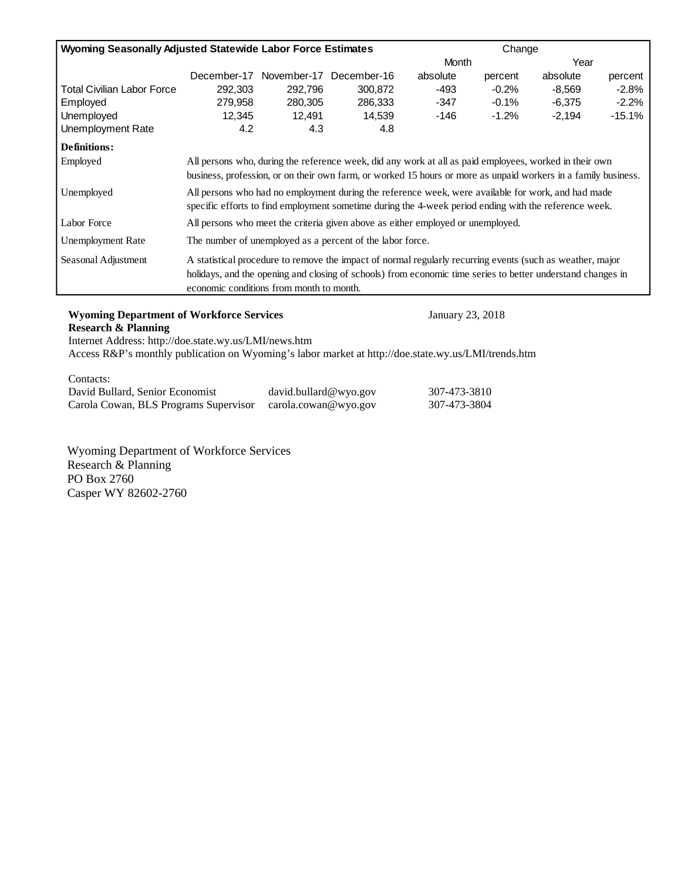| Wyoming Seasonally Adjusted Statewide Labor Force Estimates | | | | Change | | | |
|---|---|---|---|---|---|---|---|
| | | | | Month | | Year | |
| | December-17 | November-17 | December-16 | absolute | percent | absolute | percent |
| Total Civilian Labor Force | 292,303 | 292,796 | 300,872 | -493 | -0.2% | -8,569 | -2.8% |
| Employed | 279,958 | 280,305 | 286,333 | -347 | -0.1% | -6,375 | -2.2% |
| Unemployed | 12,345 | 12,491 | 14,539 | -146 | -1.2% | -2,194 | -15.1% |
| Unemployment Rate | 4.2 | 4.3 | 4.8 | | | | |

**Definitions:**

| | |
|---|---|
| Employed | All persons who, during the reference week, did any work at all as paid employees, worked in their own business, profession, or on their own farm, or worked 15 hours or more as unpaid workers in a family business. |
| Unemployed | All persons who had no employment during the reference week, were available for work, and had made specific efforts to find employment sometime during the 4-week period ending with the reference week. |
| Labor Force | All persons who meet the criteria given above as either employed or unemployed. |
| Unemployment Rate | The number of unemployed as a percent of the labor force. |
| Seasonal Adjustment | A statistical procedure to remove the impact of normal regularly recurring events (such as weather, major holidays, and the opening and closing of schools) from economic time series to better understand changes in economic conditions from month to month. |

**Wyoming Department of Workforce Services** January 23, 2018
**Research & Planning**
Internet Address: http://doe.state.wy.us/LMI/news.htm
Access R&P's monthly publication on Wyoming's labor market at http://doe.state.wy.us/LMI/trends.htm

Contacts:

| | | |
|---|---|---|
| David Bullard, Senior Economist | david.bullard@wyo.gov | 307-473-3810 |
| Carola Cowan, BLS Programs Supervisor | carola.cowan@wyo.gov | 307-473-3804 |

Wyoming Department of Workforce Services
Research & Planning
PO Box 2760
Casper WY 82602-2760